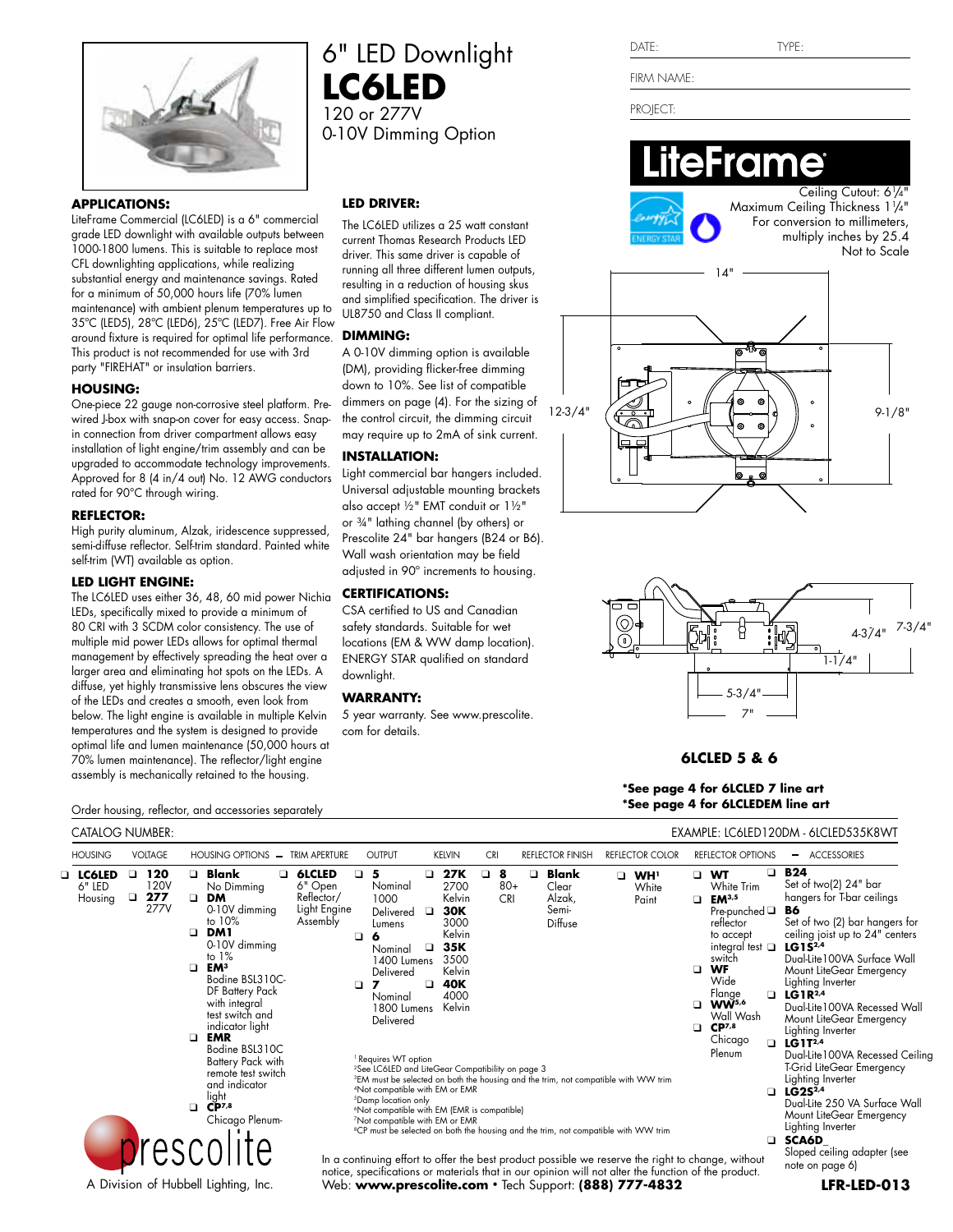# 6" LED Downlight

# LC6LED

120 or 277V

0-10V Dimming Option

DATE: TYPE:

FIRM NAME:

PROJECT:

**LiteFrame**

Ceiling Cutout: 6¼"
Maximum Ceiling Thickness 1¼"
For conversion to millimeters, multiply inches by 25.4
Not to Scale

14" · 12-3/4" · 9-1/8"

4-3/4" · 7-3/4" · 1-1/4" · 5-3/4" · 7"

**6LCLED 5 & 6**

**\*See page 4 for 6LCLED 7 line art**
**\*See page 4 for 6LCLEDEM line art**

### APPLICATIONS:

LiteFrame Commercial (LC6LED) is a 6" commercial grade LED downlight with available outputs between 1000-1800 lumens. This is suitable to replace most CFL downlighting applications, while realizing substantial energy and maintenance savings. Rated for a minimum of 50,000 hours life (70% lumen maintenance) with ambient plenum temperatures up to 35°C (LED5), 28°C (LED6), 25°C (LED7). Free Air Flow around fixture is required for optimal life performance. This product is not recommended for use with 3rd party "FIREHAT" or insulation barriers.

### HOUSING:

One-piece 22 gauge non-corrosive steel platform. Pre-wired J-box with snap-on cover for easy access. Snap-in connection from driver compartment allows easy installation of light engine/trim assembly and can be upgraded to accommodate technology improvements. Approved for 8 (4 in/4 out) No. 12 AWG conductors rated for 90°C through wiring.

### REFLECTOR:

High purity aluminum, Alzak, iridescence suppressed, semi-diffuse reflector. Self-trim standard. Painted white self-trim (WT) available as option.

### LED LIGHT ENGINE:

The LC6LED uses either 36, 48, 60 mid power Nichia LEDs, specifically mixed to provide a minimum of 80 CRI with 3 SCDM color consistency. The use of multiple mid power LEDs allows for optimal thermal management by effectively spreading the heat over a larger area and eliminating hot spots on the LEDs. A diffuse, yet highly transmissive lens obscures the view of the LEDs and creates a smooth, even look from below. The light engine is available in multiple Kelvin temperatures and the system is designed to provide optimal life and lumen maintenance (50,000 hours at 70% lumen maintenance). The reflector/light engine assembly is mechanically retained to the housing.

### LED DRIVER:

The LC6LED utilizes a 25 watt constant current Thomas Research Products LED driver. This driver is capable of running all three different lumen outputs, resulting in a reduction of housing skus and simplified specification. The driver is UL8750 and Class II compliant.

### DIMMING:

A 0-10V dimming option is available (DM), providing flicker-free dimming down to 10%. See list of compatible dimmers on page (4). For the sizing of the control circuit, the dimming circuit may require up to 2mA of sink current.

### INSTALLATION:

Light commercial bar hangers included. Universal adjustable mounting brackets also accept ½" EMT conduit or 1½" or ¾" lathing channel (by others) or Prescolite 24" bar hangers (B24 or B6). Wall wash orientation may be field adjusted in 90° increments to housing.

### CERTIFICATIONS:

CSA certified to US and Canadian safety standards. Suitable for wet locations (EM & WW damp location). ENERGY STAR qualified on standard downlight.

### WARRANTY:

5 year warranty. See www.prescolite.com for details.

Order housing, reflector, and accessories separately

CATALOG NUMBER: EXAMPLE: LC6LED120DM - 6LCLED535K8WT

| HOUSING | VOLTAGE | HOUSING OPTIONS | – | TRIM APERTURE | OUTPUT | KELVIN | CRI | REFLECTOR FINISH | REFLECTOR COLOR | REFLECTOR OPTIONS | – | ACCESSORIES |
|---|---|---|---|---|---|---|---|---|---|---|---|---|
| ❑ **LC6LED** 6" LED Housing | ❑ **120** 120V<br>❑ **277** 277V | ❑ **Blank** No Dimming<br>❑ **DM** 0-10V dimming to 10%<br>❑ **DM1** 0-10V dimming to 1%<br>❑ **EM**[3] Bodine BSL310C-DF Battery Pack with integral test switch and indicator light<br>❑ **EMR** Bodine BSL310C Battery Pack with remote test switch and indicator light<br>❑ **CP**[7,8] Chicago Plenum- | | ❑ **6LCLED** 6" Open Reflector/ Light Engine Assembly | ❑ **5** Nominal 1000 Delivered Lumens<br>❑ **6** Nominal 1400 Lumens Delivered<br>❑ **7** Nominal 1800 Lumens Delivered | ❑ **27K** 2700 Kelvin<br>❑ **30K** 3000 Kelvin<br>❑ **35K** 3500 Kelvin<br>❑ **40K** 4000 Kelvin | ❑ **8** 80+ CRI | ❑ **Blank** Clear Alzak, Semi-Diffuse | ❑ **WH**[1] White Paint | ❑ **WT** White Trim<br>❑ **EM**[3,5] Pre-punched reflector to accept integral test switch<br>❑ **WF** Wide Flange<br>❑ **WW**[5,6] Wall Wash<br>❑ **CP**[7,8] Chicago Plenum | | ❑ **B24** Set of two(2) 24" bar hangers for T-bar ceilings<br>❑ **B6** Set of two (2) bar hangers for ceiling joist up to 24" centers<br>❑ **LG1S**[2,4] Dual-Lite100VA Surface Wall Mount LiteGear Emergency Lighting Inverter<br>❑ **LG1R**[2,4] Dual-Lite100VA Recessed Wall Mount LiteGear Emergency Lighting Inverter<br>❑ **LG1T**[2,4] Dual-Lite100VA Recessed Ceiling T-Grid LiteGear Emergency Lighting Inverter<br>❑ **LG2S**[2,4] Dual-Lite 250 VA Surface Wall Mount LiteGear Emergency Lighting Inverter<br>❑ **SCA6D_** Sloped ceiling adapter (see note on page 6) |

[1] Requires WT option
[2] See LC6LED and LiteGear Compatibility on page 3
[3] EM must be selected on both the housing and the trim, not compatible with WW trim
[4] Not compatible with EM or EMR
[5] Damp location only
[6] Not compatible with EM (EMR is compatible)
[7] Not compatible with EM or EMR
[8] CP must be selected on both the housing and the trim, not compatible with WW trim

prescolite
A Division of Hubbell Lighting, Inc.

In a continuing effort to offer the best product possible we reserve the right to change, without notice, specifications or materials that in our opinion will not alter the function of the product.
Web: **www.prescolite.com** • Tech Support: **(888) 777-4832**

**LFR-LED-013**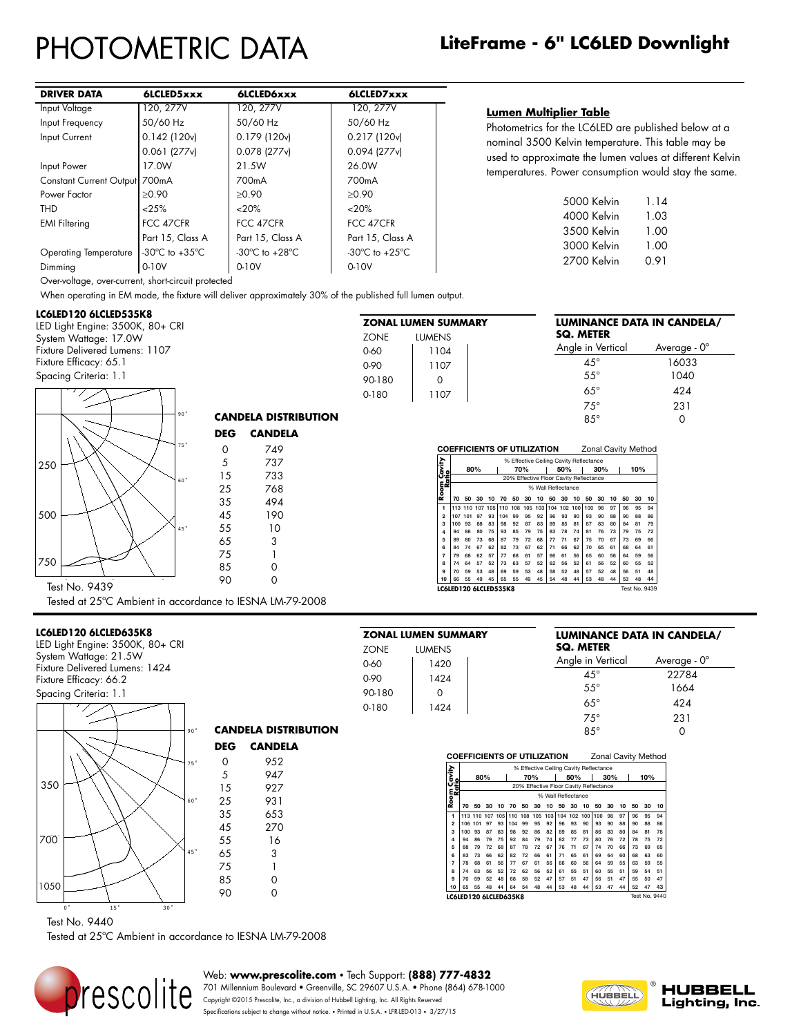# PHOTOMETRIC DATA

## LiteFrame - 6" LC6LED Downlight

| DRIVER DATA | 6LCLED5xxx | 6LCLED6xxx | 6LCLED7xxx |
|---|---|---|---|
| Input Voltage | 120, 277V | 120, 277V | 120, 277V |
| Input Frequency | 50/60 Hz | 50/60 Hz | 50/60 Hz |
| Input Current | 0.142 (120v) | 0.179 (120v) | 0.217 (120v) |
| | 0.061 (277v) | 0.078 (277v) | 0.094 (277v) |
| Input Power | 17.0W | 21.5W | 26.0W |
| Constant Current Output | 700mA | 700mA | 700mA |
| Power Factor | ≥0.90 | ≥0.90 | ≥0.90 |
| THD | <25% | <20% | <20% |
| EMI Filtering | FCC 47CFR | FCC 47CFR | FCC 47CFR |
| | Part 15, Class A | Part 15, Class A | Part 15, Class A |
| Operating Temperature | -30°C to +35°C | -30°C to +28°C | -30°C to +25°C |
| Dimming | 0-10V | 0-10V | 0-10V |

Over-voltage, over-current, short-circuit protected

When operating in EM mode, the fixture will deliver approximately 30% of the published full lumen output.

**Lumen Multiplier Table**

Photometrics for the LC6LED are published below at a nominal 3500 Kelvin temperature. This table may be used to approximate the lumen values at different Kelvin temperatures. Power consumption would stay the same.

| Kelvin | Multiplier |
|---|---|
| 5000 Kelvin | 1.14 |
| 4000 Kelvin | 1.03 |
| 3500 Kelvin | 1.00 |
| 3000 Kelvin | 1.00 |
| 2700 Kelvin | 0.91 |

### LC6LED120 6LCLED535K8

LED Light Engine: 3500K, 80+ CRI
System Wattage: 17.0W
Fixture Delivered Lumens: 1107
Fixture Efficacy: 65.1
Spacing Criteria: 1.1

**ZONAL LUMEN SUMMARY**

| ZONE | LUMENS |
|---|---|
| 0-60 | 1104 |
| 0-90 | 1107 |
| 90-180 | 0 |
| 0-180 | 1107 |

**LUMINANCE DATA IN CANDELA/ SQ. METER**

| Angle in Vertical | Average - 0° |
|---|---|
| 45° | 16033 |
| 55° | 1040 |
| 65° | 424 |
| 75° | 231 |
| 85° | 0 |

**CANDELA DISTRIBUTION**

| DEG | CANDELA |
|---|---|
| 0 | 749 |
| 5 | 737 |
| 15 | 733 |
| 25 | 768 |
| 35 | 494 |
| 45 | 190 |
| 55 | 10 |
| 65 | 3 |
| 75 | 1 |
| 85 | 0 |
| 90 | 0 |

**COEFFICIENTS OF UTILIZATION** — Zonal Cavity Method

| Room Cavity Ratio | 80% | | | | 70% | | | | 50% | | | 30% | | | 10% | | |
|---|---|---|---|---|---|---|---|---|---|---|---|---|---|---|---|---|---|
| | 20% Effective Floor Cavity Reflectance | | | | | | | | | | | | | | | | |
| | % Wall Reflectance | | | | | | | | | | | | | | | | |
| | 70 | 50 | 30 | 10 | 70 | 50 | 30 | 10 | 50 | 30 | 10 | 50 | 30 | 10 | 50 | 30 | 10 |
| 1 | 113 | 110 | 107 | 105 | 110 | 108 | 105 | 103 | 104 | 102 | 100 | 100 | 98 | 97 | 96 | 95 | 94 |
| 2 | 107 | 101 | 97 | 93 | 104 | 99 | 95 | 92 | 96 | 93 | 90 | 93 | 90 | 88 | 90 | 88 | 86 |
| 3 | 100 | 93 | 88 | 83 | 98 | 92 | 87 | 83 | 89 | 85 | 81 | 87 | 83 | 80 | 84 | 81 | 79 |
| 4 | 94 | 86 | 80 | 75 | 93 | 85 | 79 | 75 | 83 | 78 | 74 | 81 | 76 | 73 | 79 | 75 | 72 |
| 5 | 89 | 80 | 73 | 68 | 87 | 79 | 72 | 68 | 77 | 71 | 67 | 75 | 70 | 67 | 73 | 69 | 66 |
| 6 | 84 | 74 | 67 | 62 | 82 | 73 | 67 | 62 | 71 | 66 | 62 | 70 | 65 | 61 | 68 | 64 | 61 |
| 7 | 79 | 68 | 62 | 57 | 77 | 68 | 61 | 57 | 66 | 61 | 56 | 65 | 60 | 56 | 64 | 59 | 56 |
| 8 | 74 | 64 | 57 | 52 | 73 | 63 | 57 | 52 | 62 | 56 | 52 | 61 | 56 | 52 | 60 | 55 | 52 |
| 9 | 70 | 59 | 53 | 48 | 69 | 59 | 53 | 48 | 58 | 52 | 48 | 57 | 52 | 48 | 56 | 51 | 48 |
| 10 | 66 | 55 | 49 | 45 | 65 | 55 | 49 | 45 | 54 | 48 | 44 | 53 | 48 | 44 | 53 | 48 | 44 |

LC6LED120 6LCLED535K8 — Test No. 9439

Test No. 9439

Tested at 25°C Ambient in accordance to IESNA LM-79-2008

### LC6LED120 6LCLED635K8

LED Light Engine: 3500K, 80+ CRI
System Wattage: 21.5W
Fixture Delivered Lumens: 1424
Fixture Efficacy: 66.2
Spacing Criteria: 1.1

**ZONAL LUMEN SUMMARY**

| ZONE | LUMENS |
|---|---|
| 0-60 | 1420 |
| 0-90 | 1424 |
| 90-180 | 0 |
| 0-180 | 1424 |

**LUMINANCE DATA IN CANDELA/ SQ. METER**

| Angle in Vertical | Average - 0° |
|---|---|
| 45° | 22784 |
| 55° | 1664 |
| 65° | 424 |
| 75° | 231 |
| 85° | 0 |

**CANDELA DISTRIBUTION**

| DEG | CANDELA |
|---|---|
| 0 | 952 |
| 5 | 947 |
| 15 | 927 |
| 25 | 931 |
| 35 | 653 |
| 45 | 270 |
| 55 | 16 |
| 65 | 3 |
| 75 | 1 |
| 85 | 0 |
| 90 | 0 |

**COEFFICIENTS OF UTILIZATION** — Zonal Cavity Method

| Room Cavity Ratio | 80% | | | | 70% | | | | 50% | | | 30% | | | 10% | | |
|---|---|---|---|---|---|---|---|---|---|---|---|---|---|---|---|---|---|
| | 20% Effective Floor Cavity Reflectance | | | | | | | | | | | | | | | | |
| | % Wall Reflectance | | | | | | | | | | | | | | | | |
| | 70 | 50 | 30 | 10 | 70 | 50 | 30 | 10 | 50 | 30 | 10 | 50 | 30 | 10 | 50 | 30 | 10 |
| 1 | 113 | 110 | 107 | 105 | 110 | 108 | 105 | 103 | 104 | 102 | 100 | 100 | 98 | 97 | 96 | 95 | 94 |
| 2 | 106 | 101 | 97 | 93 | 104 | 99 | 95 | 92 | 96 | 93 | 90 | 93 | 90 | 88 | 90 | 88 | 86 |
| 3 | 100 | 93 | 87 | 83 | 98 | 92 | 86 | 82 | 89 | 85 | 81 | 86 | 83 | 80 | 84 | 81 | 78 |
| 4 | 94 | 86 | 79 | 75 | 92 | 84 | 79 | 74 | 82 | 77 | 73 | 80 | 76 | 72 | 78 | 75 | 72 |
| 5 | 88 | 79 | 72 | 68 | 87 | 78 | 72 | 67 | 76 | 71 | 67 | 74 | 70 | 66 | 73 | 69 | 65 |
| 6 | 83 | 73 | 66 | 62 | 82 | 72 | 66 | 61 | 71 | 65 | 61 | 69 | 64 | 60 | 68 | 63 | 60 |
| 7 | 78 | 68 | 61 | 56 | 77 | 67 | 61 | 56 | 66 | 60 | 56 | 64 | 59 | 55 | 63 | 59 | 55 |
| 8 | 74 | 63 | 56 | 52 | 72 | 62 | 56 | 52 | 61 | 55 | 51 | 60 | 55 | 51 | 59 | 54 | 51 |
| 9 | 70 | 59 | 52 | 48 | 68 | 58 | 52 | 47 | 57 | 51 | 47 | 56 | 51 | 47 | 55 | 50 | 47 |
| 10 | 65 | 55 | 48 | 44 | 64 | 54 | 48 | 44 | 53 | 48 | 44 | 53 | 47 | 44 | 52 | 47 | 43 |

LC6LED120 6LCLED635K8 — Test No. 9440

Test No. 9440

Tested at 25°C Ambient in accordance to IESNA LM-79-2008

Web: **www.prescolite.com** • Tech Support: **(888) 777-4832**
701 Millennium Boulevard • Greenville, SC 29607 U.S.A. • Phone (864) 678-1000
Copyright ©2015 Prescolite, Inc., a division of Hubbell Lighting, Inc. All Rights Reserved
Specifications subject to change without notice. • Printed in U.S.A. • LFR-LED-013 • 3/27/15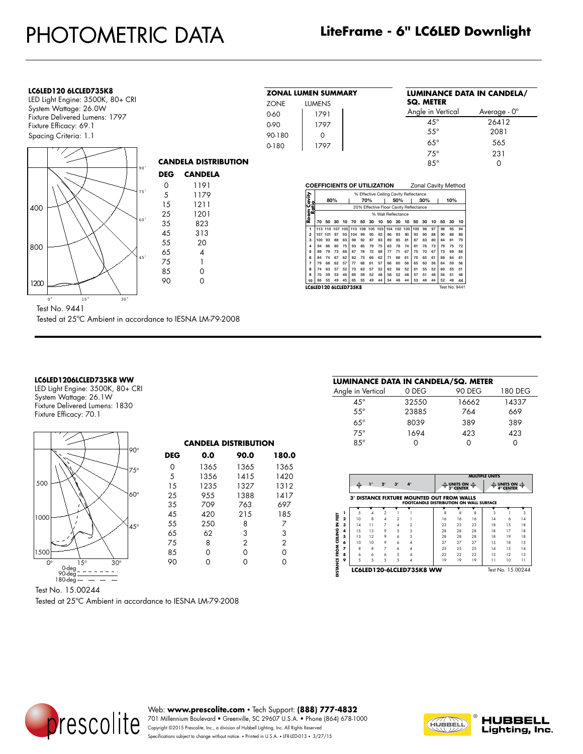# PHOTOMETRIC DATA

## LiteFrame - 6" LC6LED Downlight

**LC6LED120 6LCLED735K8**

LED Light Engine: 3500K, 80+ CRI
System Wattage: 26.0W
Fixture Delivered Lumens: 1797
Fixture Efficacy: 69.1
Spacing Criteria: 1.1

**CANDELA DISTRIBUTION**

| DEG | CANDELA |
|---|---|
| 0 | 1191 |
| 5 | 1179 |
| 15 | 1211 |
| 25 | 1201 |
| 35 | 823 |
| 45 | 313 |
| 55 | 20 |
| 65 | 4 |
| 75 | 1 |
| 85 | 0 |
| 90 | 0 |

Test No. 9441
Tested at 25°C Ambient in accordance to IESNA LM-79-2008

**ZONAL LUMEN SUMMARY**

| ZONE | LUMENS |
|---|---|
| 0-60 | 1791 |
| 0-90 | 1797 |
| 90-180 | 0 |
| 0-180 | 1797 |

**LUMINANCE DATA IN CANDELA/ SQ. METER**

| Angle in Vertical | Average - 0° |
|---|---|
| 45° | 26412 |
| 55° | 2081 |
| 65° | 565 |
| 75° | 231 |
| 85° | 0 |

**COEFFICIENTS OF UTILIZATION** — Zonal Cavity Method

% Effective Ceiling Cavity Reflectance; 20% Effective Floor Cavity Reflectance; % Wall Reflectance

| Room Cavity Ratio | 80% | | | | 70% | | | | 50% | | | 30% | | | 10% | | |
|---|---|---|---|---|---|---|---|---|---|---|---|---|---|---|---|---|---|
| | 70 | 50 | 30 | 10 | 70 | 50 | 30 | 10 | 50 | 30 | 10 | 50 | 30 | 10 | 50 | 30 | 10 |
| 1 | 113 | 110 | 107 | 105 | 110 | 108 | 105 | 103 | 104 | 102 | 100 | 100 | 98 | 97 | 96 | 95 | 94 |
| 2 | 107 | 101 | 97 | 93 | 104 | 99 | 95 | 92 | 96 | 93 | 90 | 93 | 90 | 88 | 90 | 88 | 86 |
| 3 | 100 | 93 | 88 | 83 | 98 | 92 | 87 | 83 | 89 | 85 | 81 | 87 | 83 | 80 | 84 | 81 | 79 |
| 4 | 94 | 86 | 80 | 75 | 93 | 85 | 79 | 75 | 83 | 78 | 74 | 81 | 76 | 73 | 79 | 75 | 72 |
| 5 | 89 | 79 | 73 | 68 | 87 | 78 | 72 | 68 | 77 | 71 | 67 | 75 | 70 | 67 | 73 | 69 | 66 |
| 6 | 84 | 74 | 67 | 62 | 82 | 73 | 66 | 62 | 71 | 66 | 61 | 70 | 65 | 61 | 68 | 64 | 61 |
| 7 | 79 | 68 | 62 | 57 | 77 | 68 | 61 | 57 | 66 | 60 | 56 | 65 | 60 | 56 | 64 | 59 | 56 |
| 8 | 74 | 63 | 57 | 52 | 73 | 63 | 57 | 52 | 62 | 56 | 52 | 61 | 55 | 52 | 60 | 55 | 51 |
| 9 | 70 | 59 | 53 | 48 | 69 | 59 | 52 | 48 | 58 | 52 | 48 | 57 | 51 | 48 | 56 | 51 | 48 |
| 10 | 66 | 55 | 49 | 45 | 65 | 55 | 49 | 44 | 54 | 48 | 44 | 53 | 48 | 44 | 52 | 48 | 44 |

LC6LED120 6LCLED735K8 — Test No. 9441

---

**LC6LED1206LCLED735K8 WW**

LED Light Engine: 3500K, 80+ CRI
System Wattage: 26.1W
Fixture Delivered Lumens: 1830
Fixture Efficacy: 70.1

**CANDELA DISTRIBUTION**

| DEG | 0.0 | 90.0 | 180.0 |
|---|---|---|---|
| 0 | 1365 | 1365 | 1365 |
| 5 | 1356 | 1415 | 1420 |
| 15 | 1235 | 1327 | 1312 |
| 25 | 955 | 1388 | 1417 |
| 35 | 709 | 763 | 697 |
| 45 | 420 | 215 | 185 |
| 55 | 250 | 8 | 7 |
| 65 | 62 | 3 | 3 |
| 75 | 8 | 2 | 2 |
| 85 | 0 | 0 | 0 |
| 90 | 0 | 0 | 0 |

0-deg, 90-deg, 180-deg

Test No. 15.00244
Tested at 25°C Ambient in accordance to IESNA LM-79-2008

**LUMINANCE DATA IN CANDELA/SQ. METER**

| Angle in Vertical | 0 DEG | 90 DEG | 180 DEG |
|---|---|---|---|
| 45° | 32550 | 16662 | 14337 |
| 55° | 23885 | 764 | 669 |
| 65° | 8039 | 389 | 389 |
| 75° | 1694 | 423 | 423 |
| 85° | 0 | 0 | 0 |

**3' DISTANCE FIXTURE MOUNTED OUT FROM WALLS — FOOTCANDLE DISTRIBUTION ON WALL SURFACE**

| Distance from Ceiling in Feet | 0' | 1' | 2' | 3' | 4' | Multiple Units on 3' Center | | | Multiple Units on 4' Center | | |
|---|---|---|---|---|---|---|---|---|---|---|---|
| 1 | 5 | 4 | 2 | 1 | 1 | 8 | 8 | 8 | 3 | 1 | 3 |
| 2 | 10 | 8 | 4 | 2 | 1 | 16 | 16 | 16 | 14 | 6 | 14 |
| 3 | 14 | 11 | 7 | 4 | 2 | 23 | 23 | 23 | 18 | 15 | 18 |
| 4 | 15 | 13 | 9 | 5 | 3 | 28 | 28 | 28 | 18 | 17 | 18 |
| 5 | 13 | 12 | 9 | 6 | 3 | 28 | 28 | 28 | 18 | 19 | 18 |
| 6 | 10 | 10 | 9 | 6 | 4 | 27 | 27 | 27 | 15 | 18 | 15 |
| 7 | 8 | 8 | 7 | 6 | 4 | 25 | 25 | 25 | 14 | 15 | 14 |
| 8 | 6 | 6 | 6 | 5 | 4 | 22 | 22 | 22 | 13 | 12 | 13 |
| 9 | 5 | 5 | 5 | 5 | 4 | 19 | 19 | 19 | 11 | 10 | 11 |

LC6LED120-6LCLED735K8 WW — Test No. 15.00244

---

Web: **www.prescolite.com** • Tech Support: **(888) 777-4832**
701 Millennium Boulevard • Greenville, SC 29607 U.S.A. • Phone (864) 678-1000
Copyright ©2015 Prescolite, Inc., a division of Hubbell Lighting, Inc. All Rights Reserved
Specifications subject to change without notice. • Printed in U.S.A. • LFR-LED-013 • 3/27/15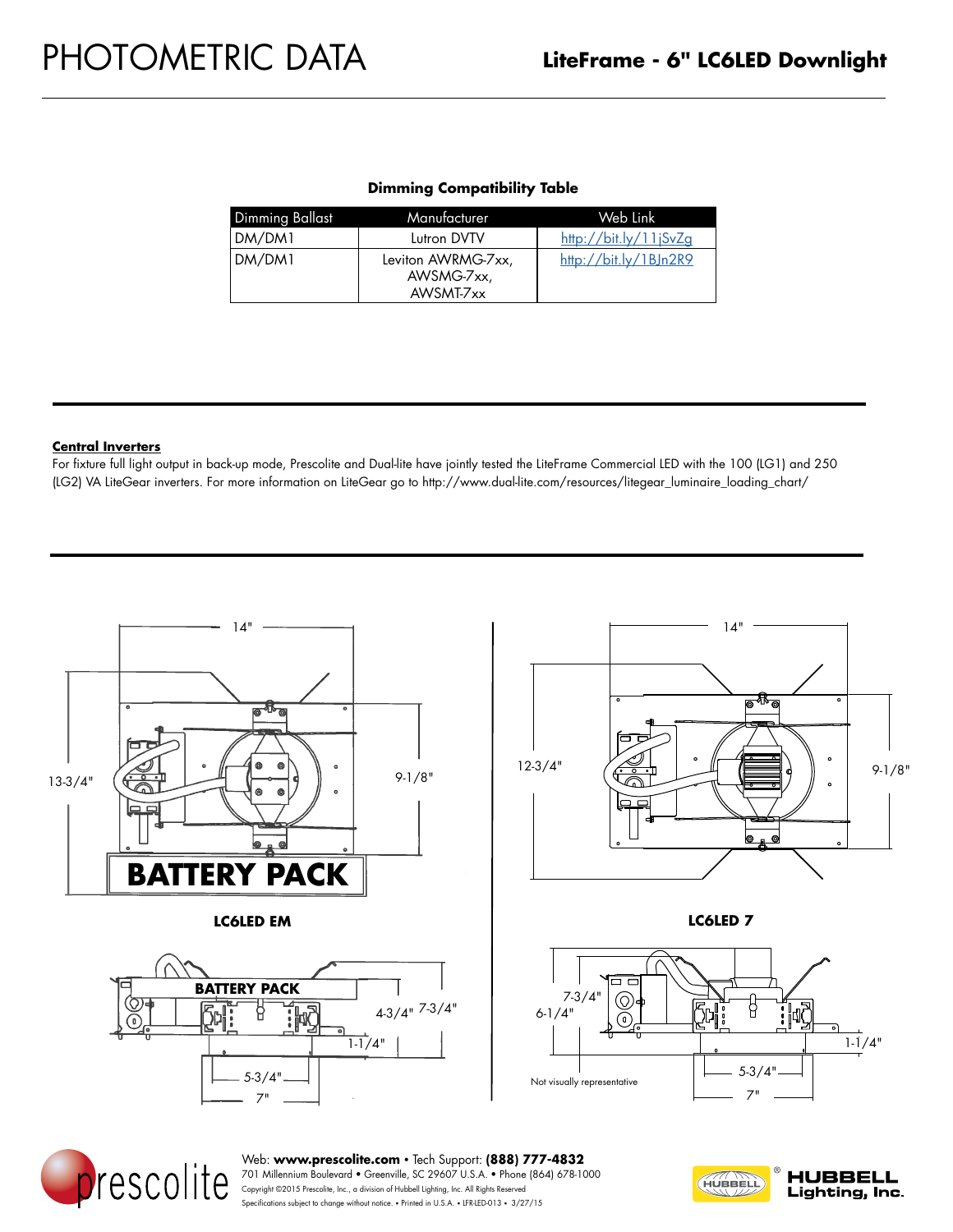# PHOTOMETRIC DATA

## LiteFrame - 6" LC6LED Downlight

**Dimming Compatibility Table**

| Dimming Ballast | Manufacturer | Web Link |
| --- | --- | --- |
| DM/DM1 | Lutron DVTV | http://bit.ly/11jSvZg |
| DM/DM1 | Leviton AWRMG-7xx, AWSMG-7xx, AWSMT-7xx | http://bit.ly/1BJn2R9 |

**Central Inverters**

For fixture full light output in back-up mode, Prescolite and Dual-lite have jointly tested the LiteFrame Commercial LED with the 100 (LG1) and 250 (LG2) VA LiteGear inverters. For more information on LiteGear go to http://www.dual-lite.com/resources/litegear_luminaire_loading_chart/

14"

13-3/4"

9-1/8"

BATTERY PACK

**LC6LED EM**

BATTERY PACK

4-3/4"

7-3/4"

1-1/4"

5-3/4"

7"

14"

12-3/4"

9-1/8"

**LC6LED 7**

7-3/4"

6-1/4"

1-1/4"

5-3/4"

7"

Not visually representative

Web: **www.prescolite.com** • Tech Support: **(888) 777-4832**
701 Millennium Boulevard • Greenville, SC 29607 U.S.A. • Phone (864) 678-1000
Copyright ©2015 Prescolite, Inc., a division of Hubbell Lighting, Inc. All Rights Reserved
Specifications subject to change without notice. • Printed in U.S.A. • LFR-LED-013 • 3/27/15